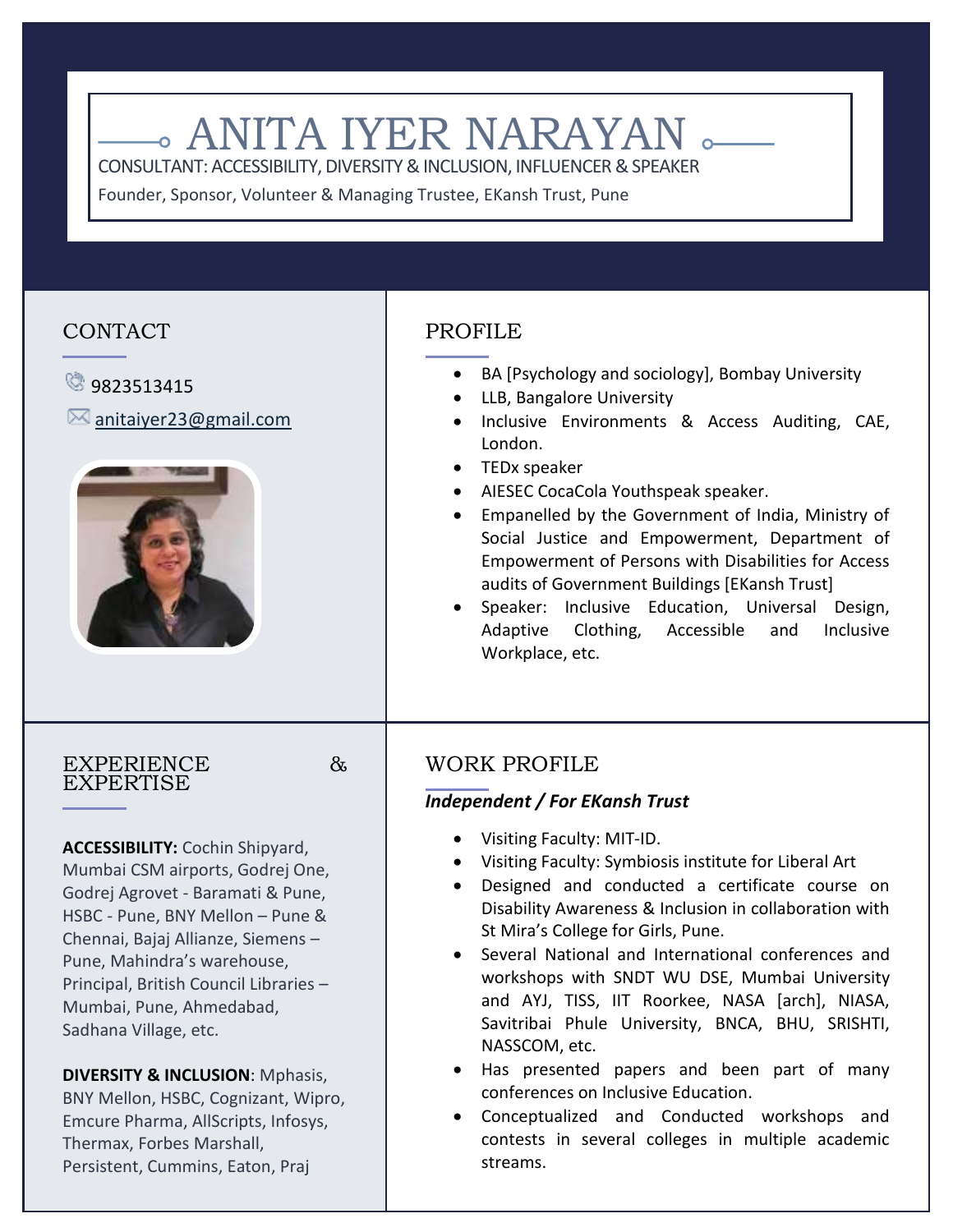# ANITA IYER NARAYAN

CONSULTANT: ACCESSIBILITY, DIVERSITY & INCLUSION, INFLUENCER & SPEAKER

Founder, Sponsor, Volunteer & Managing Trustee, EKansh Trust, Pune

## CONTACT

9823513415

anitaiyer23@gmail.com

## PROFILE

- BA [Psychology and sociology], Bombay University
- LLB, Bangalore University
- Inclusive Environments & Access Auditing, CAE, London.
- TEDx speaker
- AIESEC CocaCola Youthspeak speaker.
- Empanelled by the Government of India, Ministry of Social Justice and Empowerment, Department of Empowerment of Persons with Disabilities for Access audits of Government Buildings [EKansh Trust]
- Speaker: Inclusive Education, Universal Design, Adaptive Clothing, Accessible and Inclusive Workplace, etc.

## EXPERIENCE & EXPERTISE

**ACCESSIBILITY:** Cochin Shipyard, Mumbai CSM airports, Godrej One, Godrej Agrovet - Baramati & Pune, HSBC - Pune, BNY Mellon – Pune & Chennai, Bajaj Allianze, Siemens – Pune, Mahindra's warehouse, Principal, British Council Libraries – Mumbai, Pune, Ahmedabad, Sadhana Village, etc.

**DIVERSITY & INCLUSION**: Mphasis, BNY Mellon, HSBC, Cognizant, Wipro, Emcure Pharma, AllScripts, Infosys, Thermax, Forbes Marshall, Persistent, Cummins, Eaton, Praj

## WORK PROFILE

***Independent / For EKansh Trust***

- Visiting Faculty: MIT-ID.
- Visiting Faculty: Symbiosis institute for Liberal Art
- Designed and conducted a certificate course on Disability Awareness & Inclusion in collaboration with St Mira's College for Girls, Pune.
- Several National and International conferences and workshops with SNDT WU DSE, Mumbai University and AYJ, TISS, IIT Roorkee, NASA [arch], NIASA, Savitribai Phule University, BNCA, BHU, SRISHTI, NASSCOM, etc.
- Has presented papers and been part of many conferences on Inclusive Education.
- Conceptualized and Conducted workshops and contests in several colleges in multiple academic streams.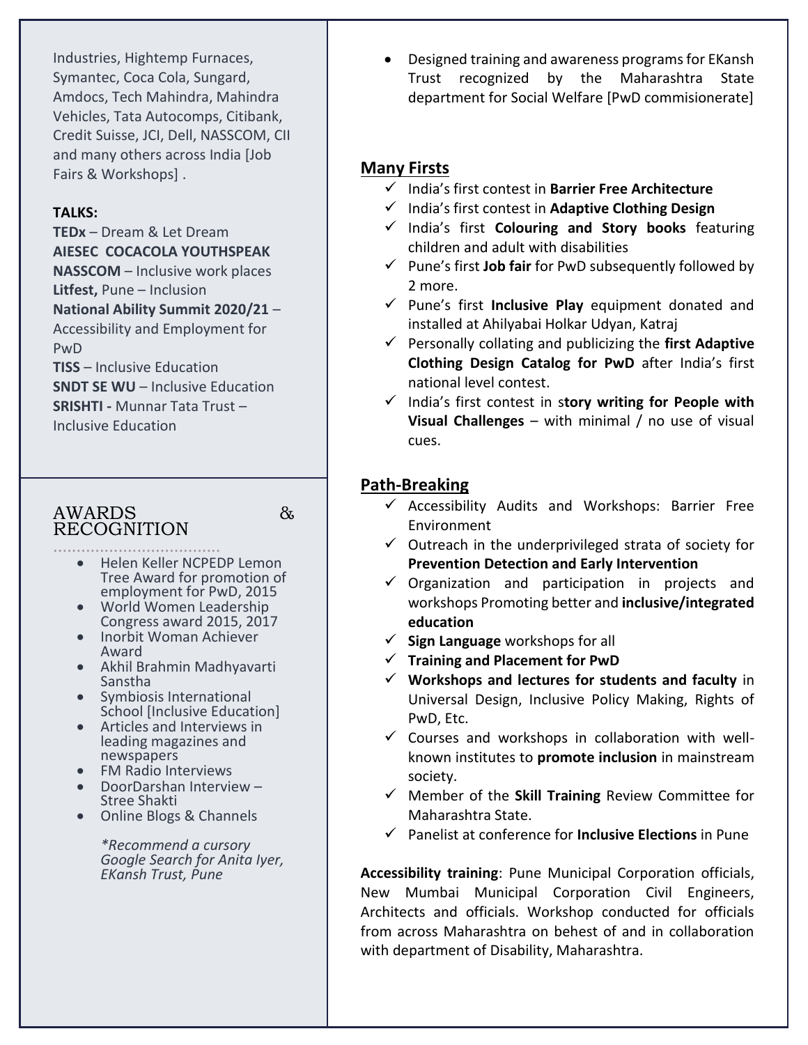Industries, Hightemp Furnaces, Symantec, Coca Cola, Sungard, Amdocs, Tech Mahindra, Mahindra Vehicles, Tata Autocomps, Citibank, Credit Suisse, JCI, Dell, NASSCOM, CII and many others across India [Job Fairs & Workshops] .

**TALKS:**

**TEDx** – Dream & Let Dream
**AIESEC COCACOLA YOUTHSPEAK**
**NASSCOM** – Inclusive work places
**Litfest,** Pune – Inclusion
**National Ability Summit 2020/21** – Accessibility and Employment for PwD
**TISS** – Inclusive Education
**SNDT SE WU** – Inclusive Education
**SRISHTI -** Munnar Tata Trust – Inclusive Education

## AWARDS & RECOGNITION

- Helen Keller NCPEDP Lemon Tree Award for promotion of employment for PwD, 2015
- World Women Leadership Congress award 2015, 2017
- Inorbit Woman Achiever Award
- Akhil Brahmin Madhyavarti Sanstha
- Symbiosis International School [Inclusive Education]
- Articles and Interviews in leading magazines and newspapers
- FM Radio Interviews
- DoorDarshan Interview – Stree Shakti
- Online Blogs & Channels

*\*Recommend a cursory Google Search for Anita Iyer, EKansh Trust, Pune*

- Designed training and awareness programs for EKansh Trust recognized by the Maharashtra State department for Social Welfare [PwD commisionerate]

## Many Firsts

- ✓ India's first contest in **Barrier Free Architecture**
- ✓ India's first contest in **Adaptive Clothing Design**
- ✓ India's first **Colouring and Story books** featuring children and adult with disabilities
- ✓ Pune's first **Job fair** for PwD subsequently followed by 2 more.
- ✓ Pune's first **Inclusive Play** equipment donated and installed at Ahilyabai Holkar Udyan, Katraj
- ✓ Personally collating and publicizing the **first Adaptive Clothing Design Catalog for PwD** after India's first national level contest.
- ✓ India's first contest in s**tory writing for People with Visual Challenges** – with minimal / no use of visual cues.

## Path-Breaking

- ✓ Accessibility Audits and Workshops: Barrier Free Environment
- ✓ Outreach in the underprivileged strata of society for **Prevention Detection and Early Intervention**
- ✓ Organization and participation in projects and workshops Promoting better and **inclusive/integrated education**
- ✓ **Sign Language** workshops for all
- ✓ **Training and Placement for PwD**
- ✓ **Workshops and lectures for students and faculty** in Universal Design, Inclusive Policy Making, Rights of PwD, Etc.
- ✓ Courses and workshops in collaboration with well-known institutes to **promote inclusion** in mainstream society.
- ✓ Member of the **Skill Training** Review Committee for Maharashtra State.
- ✓ Panelist at conference for **Inclusive Elections** in Pune

**Accessibility training**: Pune Municipal Corporation officials, New Mumbai Municipal Corporation Civil Engineers, Architects and officials. Workshop conducted for officials from across Maharashtra on behest of and in collaboration with department of Disability, Maharashtra.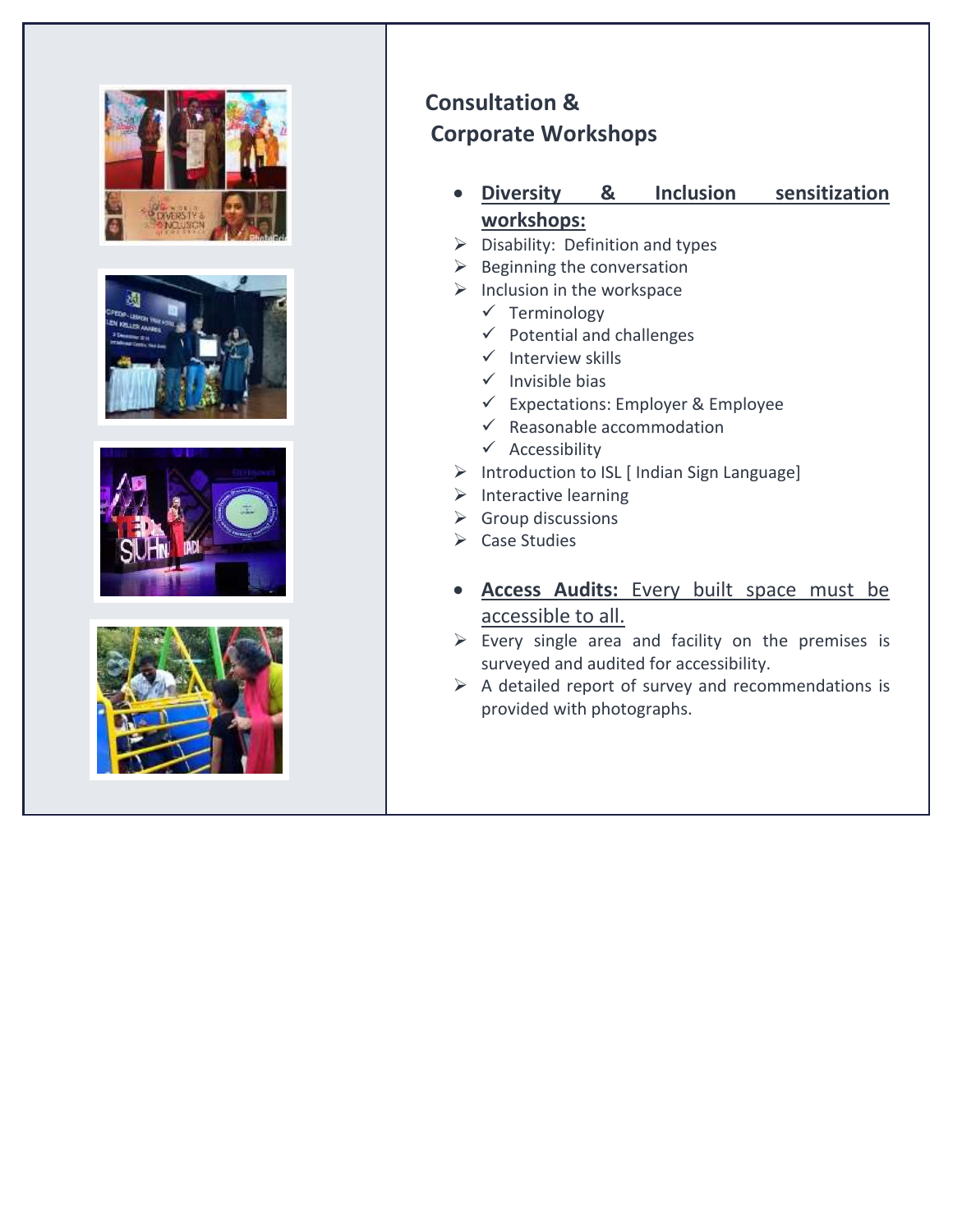## Consultation & Corporate Workshops

- **Diversity & Inclusion sensitization workshops:**
  - Disability: Definition and types
  - Beginning the conversation
  - Inclusion in the workspace
    - Terminology
    - Potential and challenges
    - Interview skills
    - Invisible bias
    - Expectations: Employer & Employee
    - Reasonable accommodation
    - Accessibility
  - Introduction to ISL [ Indian Sign Language]
  - Interactive learning
  - Group discussions
  - Case Studies

- **Access Audits:** Every built space must be accessible to all.
  - Every single area and facility on the premises is surveyed and audited for accessibility.
  - A detailed report of survey and recommendations is provided with photographs.